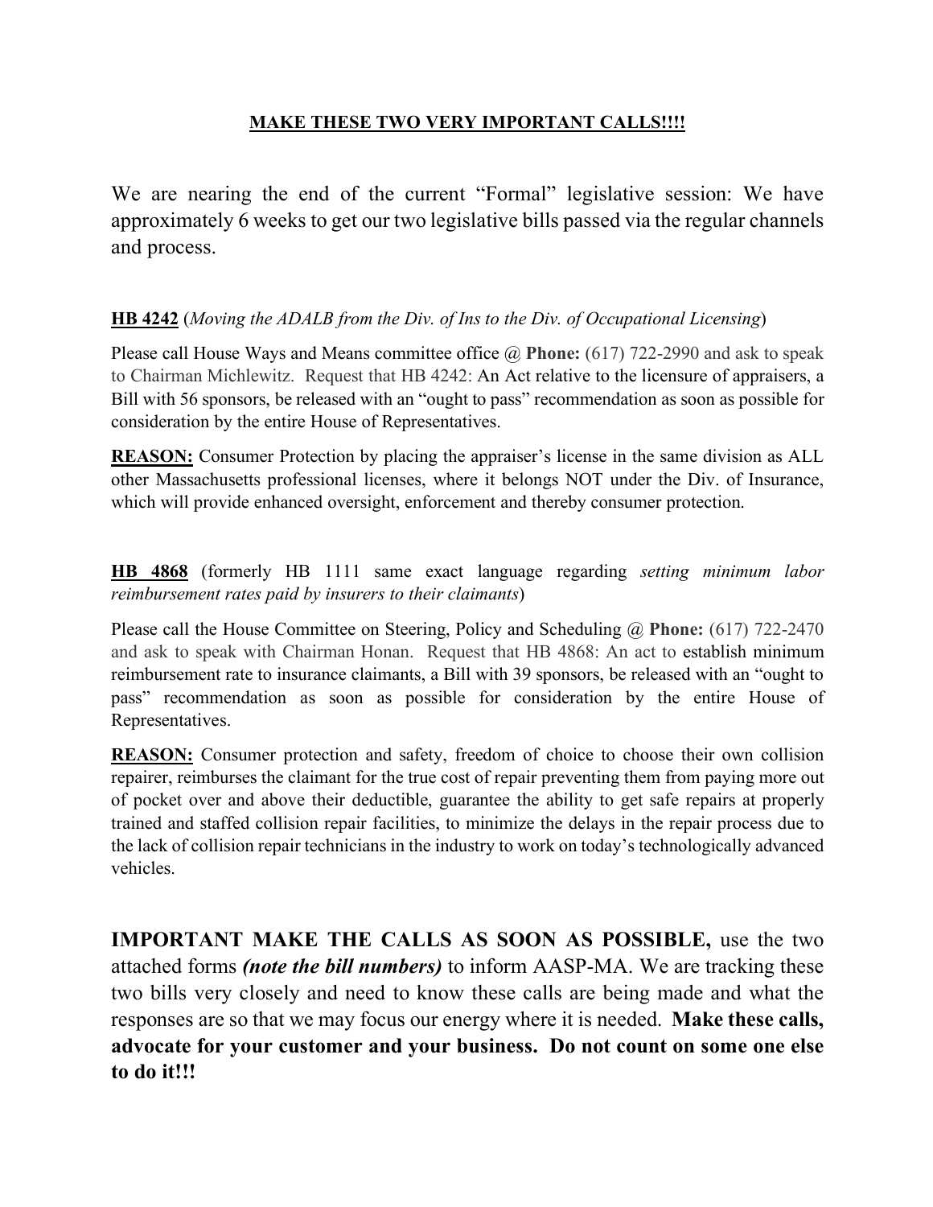**MAKE THESE TWO VERY IMPORTANT CALLS!!!!**

We are nearing the end of the current "Formal" legislative session: We have approximately 6 weeks to get our two legislative bills passed via the regular channels and process.

**HB 4242** (*Moving the ADALB from the Div. of Ins to the Div. of Occupational Licensing*)

Please call House Ways and Means committee office @ **Phone:** (617) 722-2990 and ask to speak to Chairman Michlewitz. Request that HB 4242: An Act relative to the licensure of appraisers, a Bill with 56 sponsors, be released with an "ought to pass" recommendation as soon as possible for consideration by the entire House of Representatives.

**REASON:** Consumer Protection by placing the appraiser's license in the same division as ALL other Massachusetts professional licenses, where it belongs NOT under the Div. of Insurance, which will provide enhanced oversight, enforcement and thereby consumer protection.

**HB 4868** (formerly HB 1111 same exact language regarding *setting minimum labor reimbursement rates paid by insurers to their claimants*)

Please call the House Committee on Steering, Policy and Scheduling @ **Phone:** (617) 722-2470 and ask to speak with Chairman Honan. Request that HB 4868: An act to establish minimum reimbursement rate to insurance claimants, a Bill with 39 sponsors, be released with an "ought to pass" recommendation as soon as possible for consideration by the entire House of Representatives.

**REASON:** Consumer protection and safety, freedom of choice to choose their own collision repairer, reimburses the claimant for the true cost of repair preventing them from paying more out of pocket over and above their deductible, guarantee the ability to get safe repairs at properly trained and staffed collision repair facilities, to minimize the delays in the repair process due to the lack of collision repair technicians in the industry to work on today's technologically advanced vehicles.

**IMPORTANT MAKE THE CALLS AS SOON AS POSSIBLE,** use the two attached forms ***(note the bill numbers)*** to inform AASP-MA. We are tracking these two bills very closely and need to know these calls are being made and what the responses are so that we may focus our energy where it is needed. **Make these calls, advocate for your customer and your business. Do not count on some one else to do it!!!**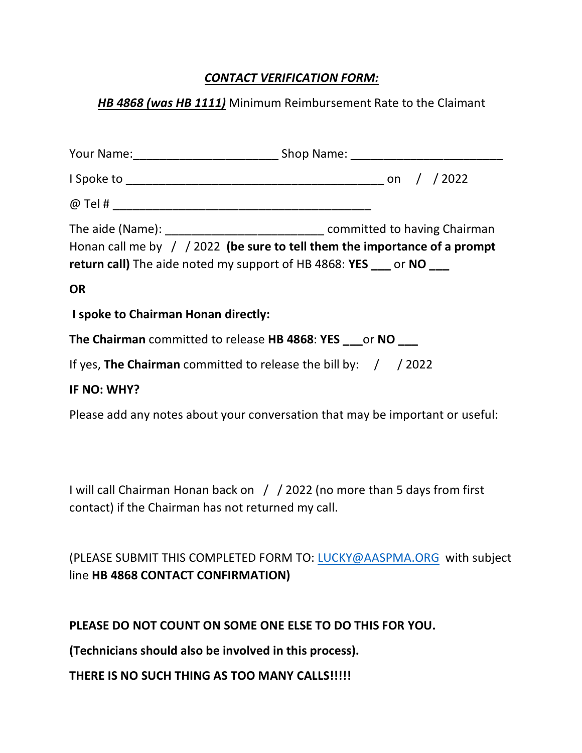***CONTACT VERIFICATION FORM:***

***HB 4868 (was HB 1111)*** Minimum Reimbursement Rate to the Claimant

Your Name:_____________________ Shop Name: ______________________

I Spoke to _____________________________________ on / / 2022

@ Tel # _____________________________________

The aide (Name): _______________________ committed to having Chairman Honan call me by / / 2022 **(be sure to tell them the importance of a prompt return call)** The aide noted my support of HB 4868: **YES** ___ or **NO** ___

**OR**

**I spoke to Chairman Honan directly:**

**The Chairman** committed to release **HB 4868**: **YES** ___or **NO** ___

If yes, **The Chairman** committed to release the bill by: / / 2022

**IF NO: WHY?**

Please add any notes about your conversation that may be important or useful:

I will call Chairman Honan back on / / 2022 (no more than 5 days from first contact) if the Chairman has not returned my call.

(PLEASE SUBMIT THIS COMPLETED FORM TO: LUCKY@AASPMA.ORG with subject line **HB 4868 CONTACT CONFIRMATION)**

**PLEASE DO NOT COUNT ON SOME ONE ELSE TO DO THIS FOR YOU.**

**(Technicians should also be involved in this process).**

**THERE IS NO SUCH THING AS TOO MANY CALLS!!!!!**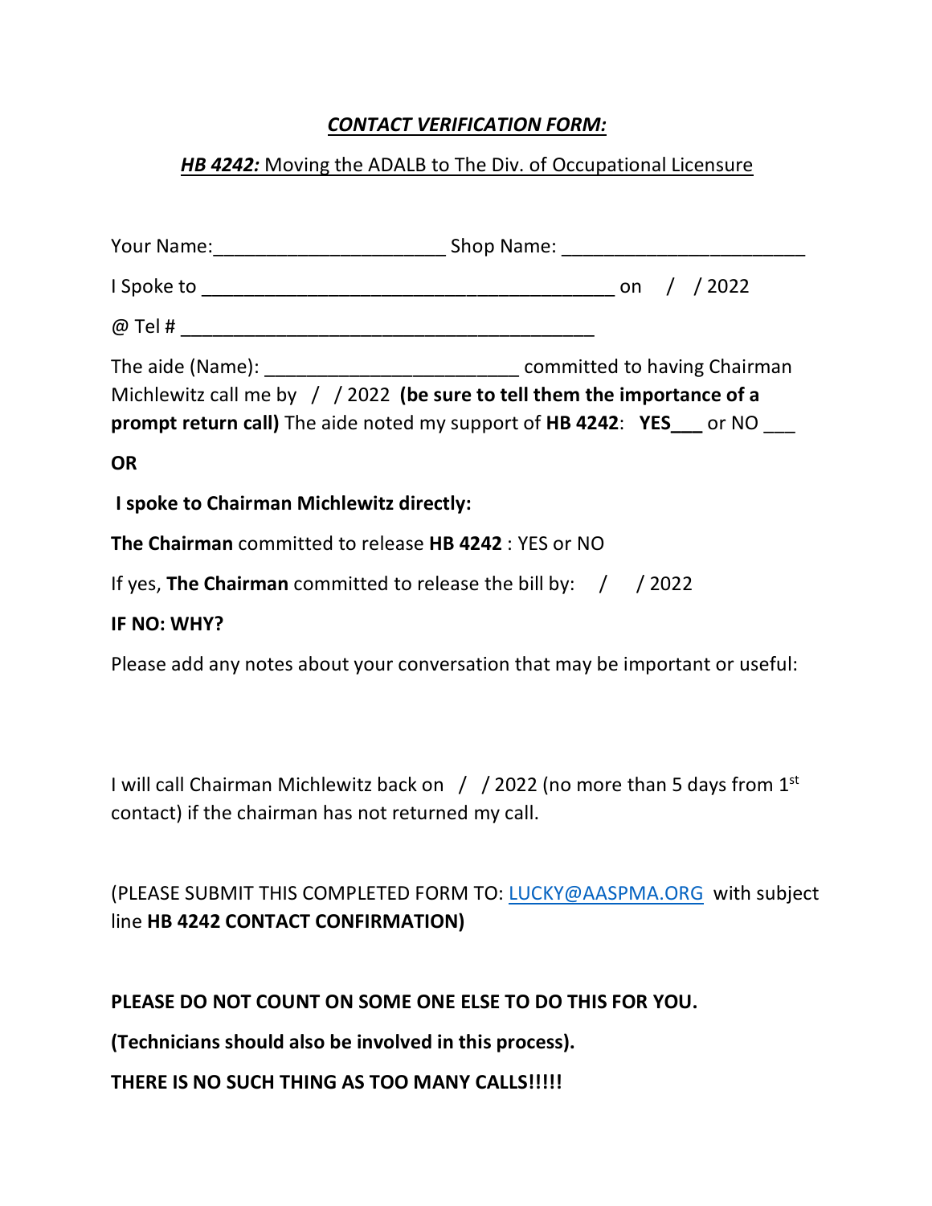## ***CONTACT VERIFICATION FORM:***

***HB 4242:*** Moving the ADALB to The Div. of Occupational Licensure

Your Name:_____________________ Shop Name: ______________________

I Spoke to _____________________________________ on / / 2022

@ Tel # _____________________________________

The aide (Name): ______________________ committed to having Chairman Michlewitz call me by / / 2022 **(be sure to tell them the importance of a prompt return call)** The aide noted my support of **HB 4242**: **YES___** or NO ___

**OR**

**I spoke to Chairman Michlewitz directly:**

**The Chairman** committed to release **HB 4242** : YES or NO

If yes, **The Chairman** committed to release the bill by: / / 2022

**IF NO: WHY?**

Please add any notes about your conversation that may be important or useful:

I will call Chairman Michlewitz back on / / 2022 (no more than 5 days from 1st contact) if the chairman has not returned my call.

(PLEASE SUBMIT THIS COMPLETED FORM TO: LUCKY@AASPMA.ORG with subject line **HB 4242 CONTACT CONFIRMATION)**

**PLEASE DO NOT COUNT ON SOME ONE ELSE TO DO THIS FOR YOU.**

**(Technicians should also be involved in this process).**

**THERE IS NO SUCH THING AS TOO MANY CALLS!!!!!**